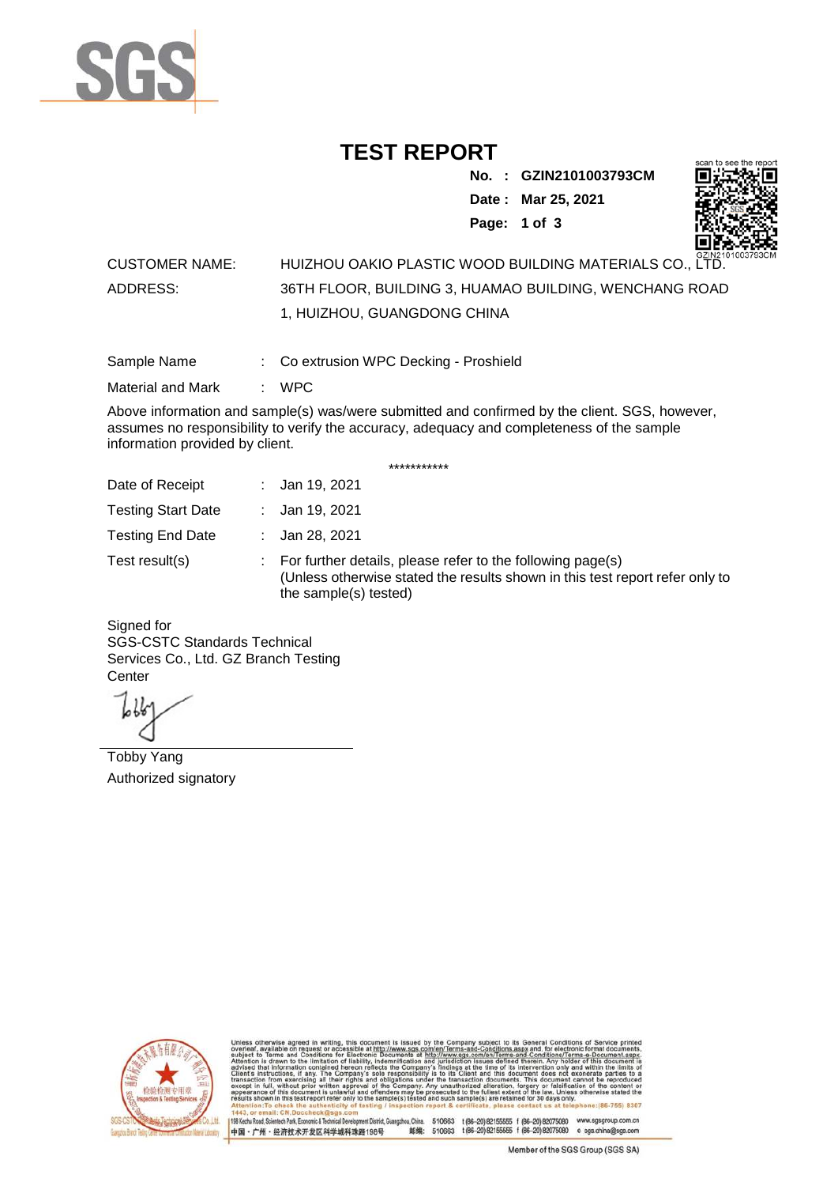# TEST REPORT

**No. : GZIN2101003793CM**
**Date : Mar 25, 2021**

CUSTOMER NAME: HUIZHOU OAKIO PLASTIC WOOD BUILDING MATERIALS CO., LTD.

ADDRESS: 36TH FLOOR, BUILDING 3, HUAMAO BUILDING, WENCHANG ROAD 1, HUIZHOU, GUANGDONG CHINA

Sample Name : Co extrusion WPC Decking - Proshield

Material and Mark : WPC

Above information and sample(s) was/were submitted and confirmed by the client. SGS, however, assumes no responsibility to verify the accuracy, adequacy and completeness of the sample information provided by client.

***********

Date of Receipt : Jan 19, 2021

Testing Start Date : Jan 19, 2021

Testing End Date : Jan 28, 2021

Test result(s) : For further details, please refer to the following page(s)
(Unless otherwise stated the results shown in this test report refer only to the sample(s) tested)

Signed for
SGS-CSTC Standards Technical Services Co., Ltd. GZ Branch Testing Center

Tobby Yang
Authorized signatory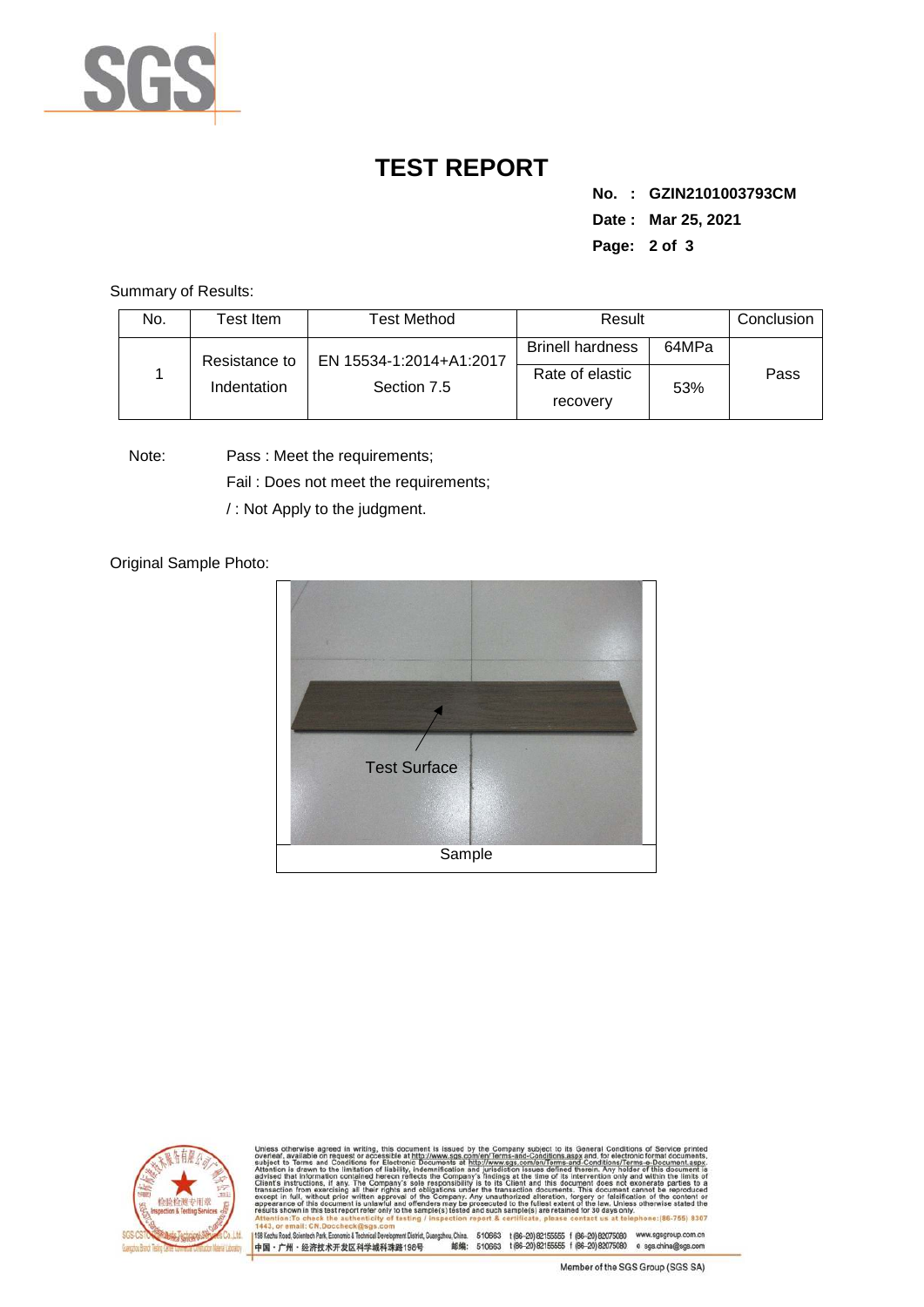# TEST REPORT

**No. : GZIN2101003793CM**
**Date : Mar 25, 2021**

Summary of Results:

| No. | Test Item | Test Method | Result | | Conclusion |
|---|---|---|---|---|---|
| 1 | Resistance to Indentation | EN 15534-1:2014+A1:2017 Section 7.5 | Brinell hardness | 64MPa | Pass |
| | | | Rate of elastic recovery | 53% | |

Note: Pass : Meet the requirements;
Fail : Does not meet the requirements;
/ : Not Apply to the judgment.

Original Sample Photo:

Test Surface

Sample

Unless otherwise agreed in writing, this document is issued by the Company subject to its General Conditions of Service printed overleaf, available on request or accessible at http://www.sgs.com/en/Terms-and-Conditions.aspx and, for electronic format documents, subject to Terms and Conditions for Electronic Documents at http://www.sgs.com/en/Terms-and-Conditions/Terms-e-Document.aspx. Attention is drawn to the limitation of liability, indemnification and jurisdiction issues defined therein. Any holder of this document is advised that information contained hereon reflects the Company's findings at the time of its intervention only and within the limits of Client's instructions, if any. The Company's sole responsibility is to its Client and this document does not exonerate parties to a transaction from exercising all their rights and obligations under the transaction documents. This document cannot be reproduced except in full, without prior written approval of the Company. Any unauthorized alteration, forgery or falsification of the content or appearance of this document is unlawful and offenders may be prosecuted to the fullest extent of the law. Unless otherwise stated the results shown in this test report refer only to the sample(s) tested and such sample(s) are retained for 30 days only.
Attention:To check the authenticity of testing / inspection report & certificate, please contact us at telephone:(86-755) 8307 1443, or email: CN.Doccheck@sgs.com

198 Kezhu Road, Scientech Park, Economic & Technical Development District, Guangzhou, China. 510663 t (86-20) 82155555 f (86-20) 82075080 www.sgsgroup.com.cn
中国・广州・经济技术开发区科学城科珠路198号 邮编: 510663 t (86-20) 82155555 f (86-20) 82075080 e sgs.china@sgs.com

Member of the SGS Group (SGS SA)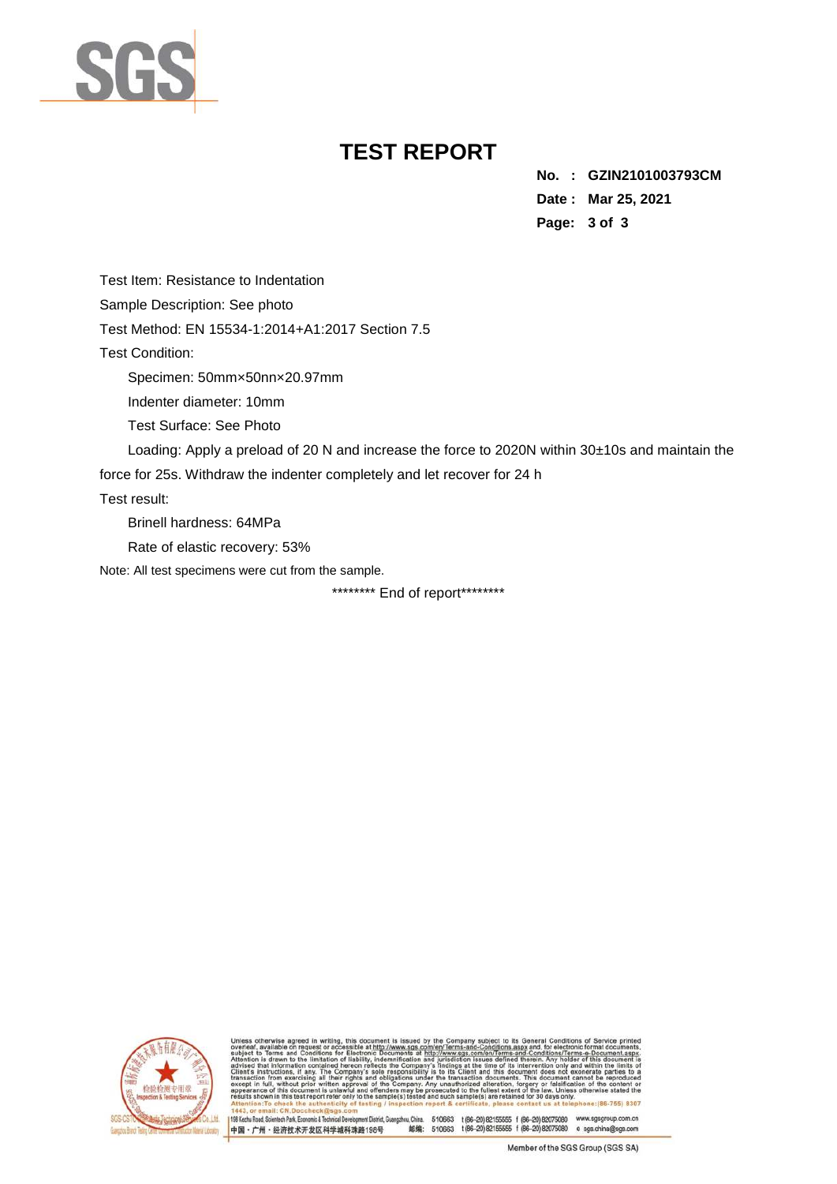# TEST REPORT

**No. : GZIN2101003793CM**
**Date : Mar 25, 2021**

Test Item: Resistance to Indentation

Sample Description: See photo

Test Method: EN 15534-1:2014+A1:2017 Section 7.5

Test Condition:

Specimen: 50mm×50nn×20.97mm

Indenter diameter: 10mm

Test Surface: See Photo

Loading: Apply a preload of 20 N and increase the force to 2020N within 30±10s and maintain the force for 25s. Withdraw the indenter completely and let recover for 24 h

Test result:

Brinell hardness: 64MPa

Rate of elastic recovery: 53%

Note: All test specimens were cut from the sample.

******** End of report********